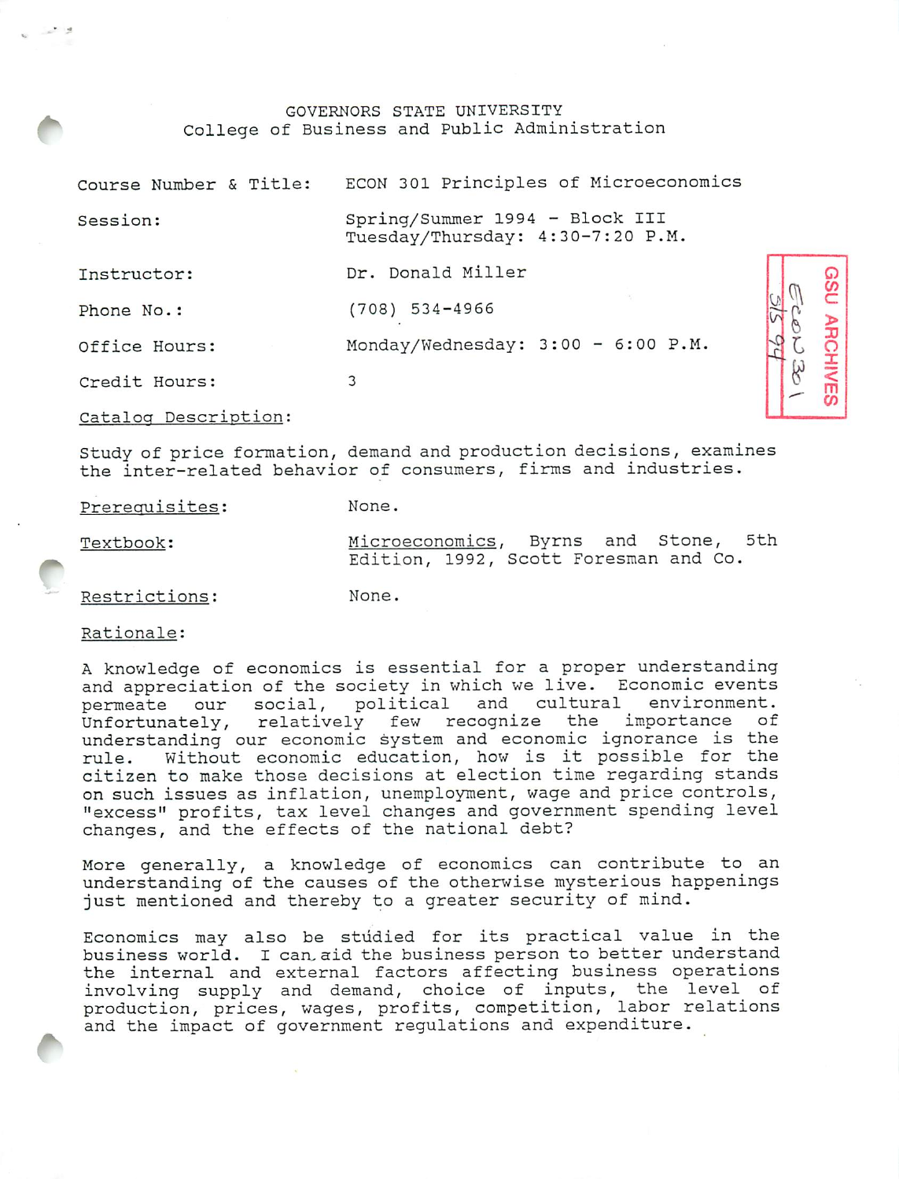GOVERNORS STATE UNIVERSITY
College of Business and Public Administration

| | |
|---|---|
| Course Number & Title: | ECON 301 Principles of Microeconomics |
| Session: | Spring/Summer 1994 - Block III<br>Tuesday/Thursday: 4:30-7:20 P.M. |
| Instructor: | Dr. Donald Miller |
| Phone No.: | (708) 534-4966 |
| Office Hours: | Monday/Wednesday: 3:00 - 6:00 P.M. |
| Credit Hours: | 3 |

GSU ARCHIVES
Econ 301
SS 94

Catalog Description:

Study of price formation, demand and production decisions, examines the inter-related behavior of consumers, firms and industries.

Prerequisites: None.

Textbook: Microeconomics, Byrns and Stone, 5th Edition, 1992, Scott Foresman and Co.

Restrictions: None.

Rationale:

A knowledge of economics is essential for a proper understanding and appreciation of the society in which we live. Economic events permeate our social, political and cultural environment. Unfortunately, relatively few recognize the importance of understanding our economic system and economic ignorance is the rule. Without economic education, how is it possible for the citizen to make those decisions at election time regarding stands on such issues as inflation, unemployment, wage and price controls, "excess" profits, tax level changes and government spending level changes, and the effects of the national debt?

More generally, a knowledge of economics can contribute to an understanding of the causes of the otherwise mysterious happenings just mentioned and thereby to a greater security of mind.

Economics may also be studied for its practical value in the business world. I can aid the business person to better understand the internal and external factors affecting business operations involving supply and demand, choice of inputs, the level of production, prices, wages, profits, competition, labor relations and the impact of government regulations and expenditure.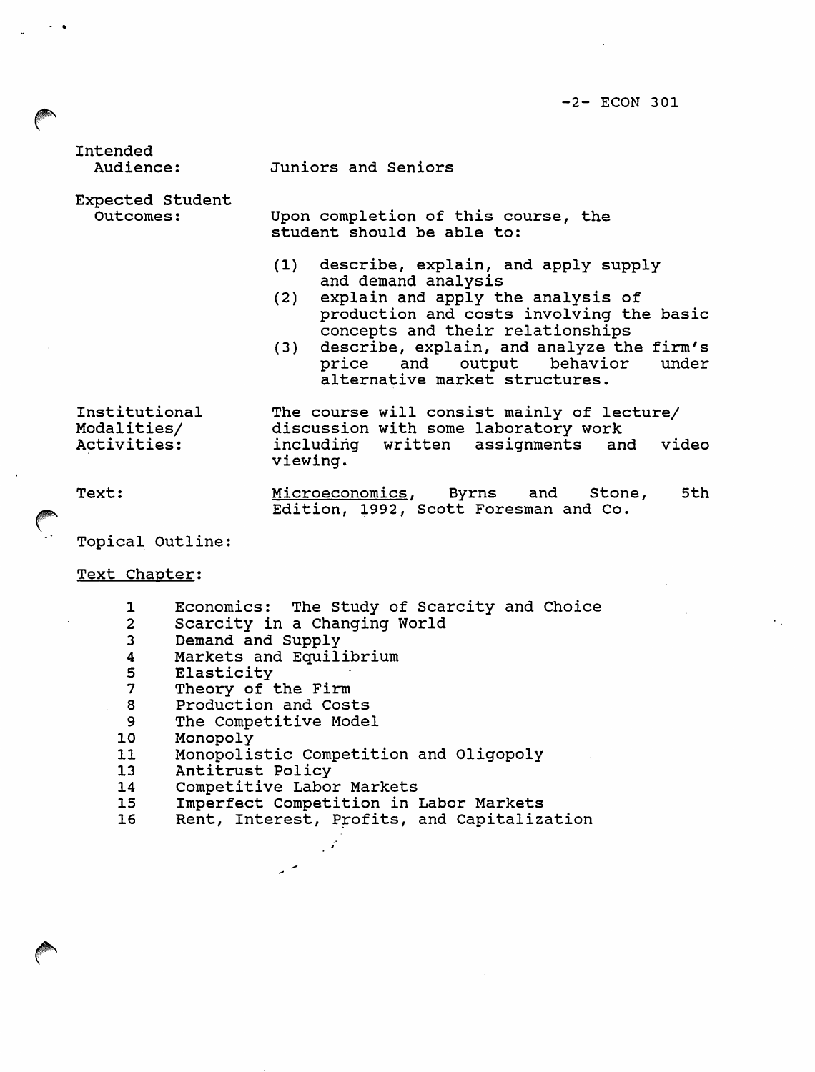**Intended Audience:** Juniors and Seniors

**Expected Student Outcomes:** Upon completion of this course, the student should be able to:

(1) describe, explain, and apply supply and demand analysis
(2) explain and apply the analysis of production and costs involving the basic concepts and their relationships
(3) describe, explain, and analyze the firm's price and output behavior under alternative market structures.

**Institutional Modalities/ Activities:** The course will consist mainly of lecture/ discussion with some laboratory work including written assignments and video viewing.

**Text:** Microeconomics, Byrns and Stone, 5th Edition, 1992, Scott Foresman and Co.

**Topical Outline:**

Text Chapter:

| | |
|---|---|
| 1 | Economics: The Study of Scarcity and Choice |
| 2 | Scarcity in a Changing World |
| 3 | Demand and Supply |
| 4 | Markets and Equilibrium |
| 5 | Elasticity |
| 7 | Theory of the Firm |
| 8 | Production and Costs |
| 9 | The Competitive Model |
| 10 | Monopoly |
| 11 | Monopolistic Competition and Oligopoly |
| 13 | Antitrust Policy |
| 14 | Competitive Labor Markets |
| 15 | Imperfect Competition in Labor Markets |
| 16 | Rent, Interest, Profits, and Capitalization |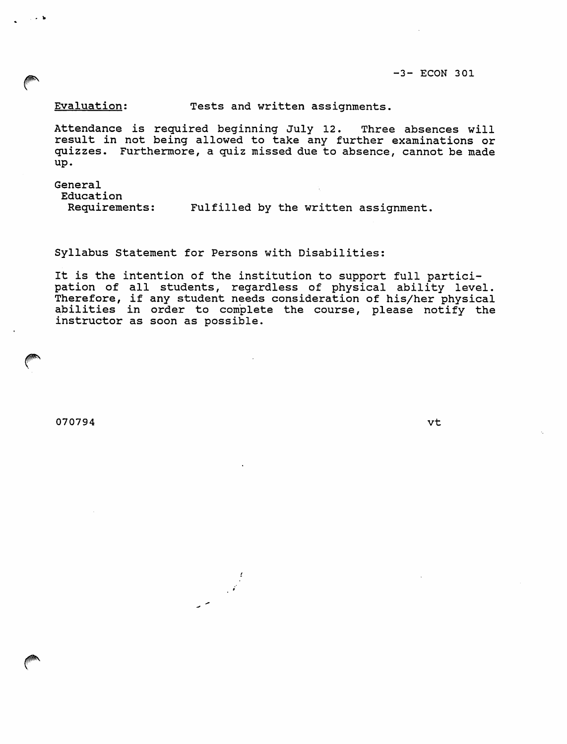Evaluation: Tests and written assignments.

Attendance is required beginning July 12. Three absences will result in not being allowed to take any further examinations or quizzes. Furthermore, a quiz missed due to absence, cannot be made up.

General Education Requirements: Fulfilled by the written assignment.

Syllabus Statement for Persons with Disabilities:

It is the intention of the institution to support full participation of all students, regardless of physical ability level. Therefore, if any student needs consideration of his/her physical abilities in order to complete the course, please notify the instructor as soon as possible.

070794 vt